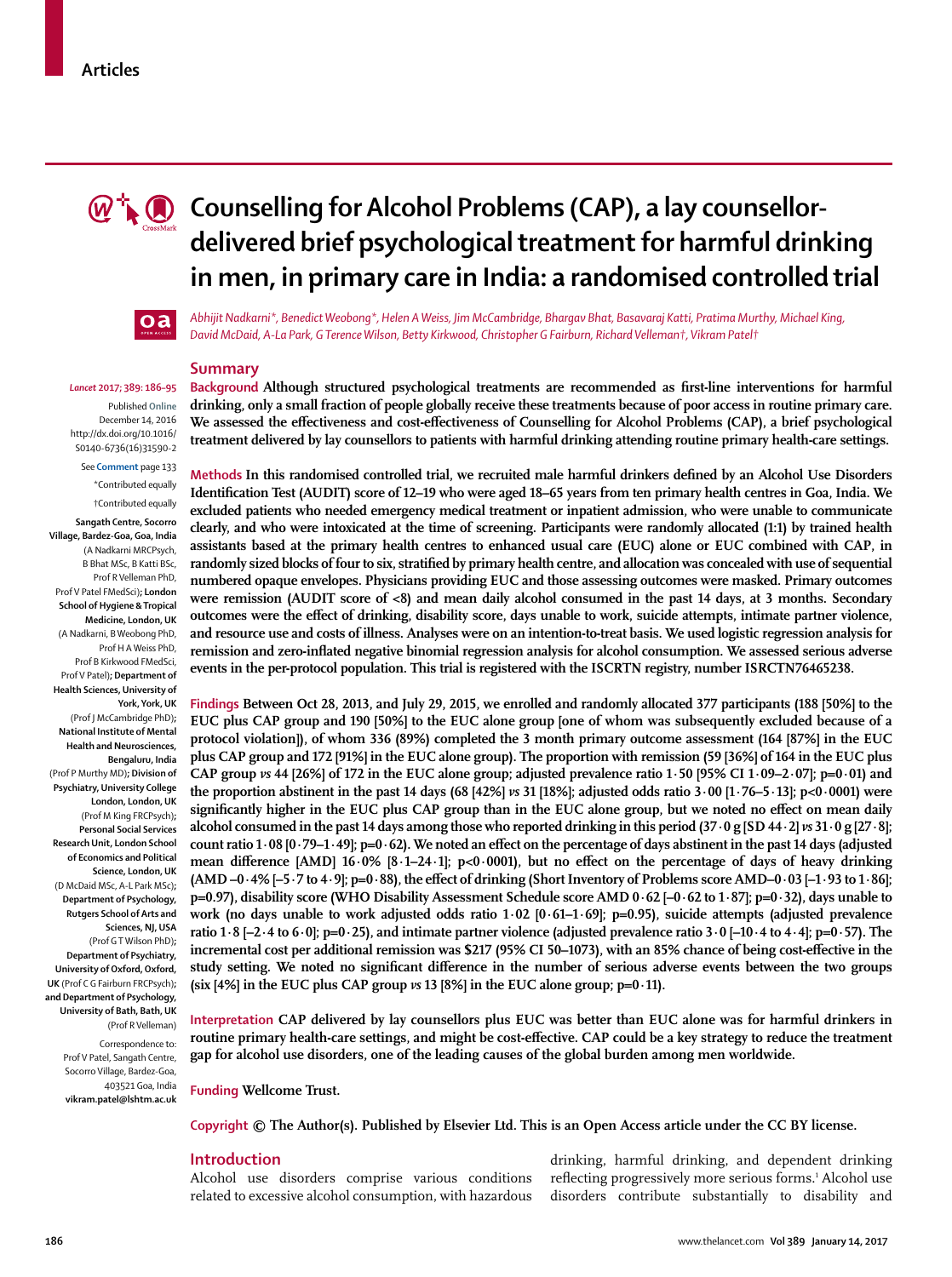Articles

# Counselling for Alcohol Problems (CAP), a lay counsellor-delivered brief psychological treatment for harmful drinking in men, in primary care in India: a randomised controlled trial

*Abhijit Nadkarni\*, Benedict Weobong\*, Helen A Weiss, Jim McCambridge, Bhargav Bhat, Basavaraj Katti, Pratima Murthy, Michael King, David McDaid, A-La Park, G Terence Wilson, Betty Kirkwood, Christopher G Fairburn, Richard Velleman†, Vikram Patel†*

*Lancet* 2017; 389: 186–95

Published Online December 14, 2016 http://dx.doi.org/10.1016/S0140-6736(16)31590-2

See Comment page 133

\*Contributed equally

†Contributed equally

**Sangath Centre, Socorro Village, Bardez-Goa, Goa, India** (A Nadkarni MRCPsych, B Bhat MSc, B Katti BSc, Prof R Velleman PhD, Prof V Patel FMedSci); **London School of Hygiene & Tropical Medicine, London, UK** (A Nadkarni, B Weobong PhD, Prof H A Weiss PhD, Prof B Kirkwood FMedSci, Prof V Patel); **Department of Health Sciences, University of York, York, UK** (Prof J McCambridge PhD); **National Institute of Mental Health and Neurosciences, Bengaluru, India** (Prof P Murthy MD); **Division of Psychiatry, University College London, London, UK** (Prof M King FRCPsych); **Personal Social Services Research Unit, London School of Economics and Political Science, London, UK** (D McDaid MSc, A-L Park MSc); **Department of Psychology, Rutgers School of Arts and Sciences, NJ, USA** (Prof G T Wilson PhD); **Department of Psychiatry, University of Oxford, Oxford, UK** (Prof C G Fairburn FRCPsych); **and Department of Psychology, University of Bath, Bath, UK** (Prof R Velleman)

Correspondence to: Prof V Patel, Sangath Centre, Socorro Village, Bardez-Goa, 403521 Goa, India **vikram.patel@lshtm.ac.uk**

## Summary

**Background** Although structured psychological treatments are recommended as first-line interventions for harmful drinking, only a small fraction of people globally receive these treatments because of poor access in routine primary care. We assessed the effectiveness and cost-effectiveness of Counselling for Alcohol Problems (CAP), a brief psychological treatment delivered by lay counsellors to patients with harmful drinking attending routine primary health-care settings.

**Methods** In this randomised controlled trial, we recruited male harmful drinkers defined by an Alcohol Use Disorders Identification Test (AUDIT) score of 12–19 who were aged 18–65 years from ten primary health centres in Goa, India. We excluded patients who needed emergency medical treatment or inpatient admission, who were unable to communicate clearly, and who were intoxicated at the time of screening. Participants were randomly allocated (1:1) by trained health assistants based at the primary health centres to enhanced usual care (EUC) alone or EUC combined with CAP, in randomly sized blocks of four to six, stratified by primary health centre, and allocation was concealed with use of sequential numbered opaque envelopes. Physicians providing EUC and those assessing outcomes were masked. Primary outcomes were remission (AUDIT score of <8) and mean daily alcohol consumed in the past 14 days, at 3 months. Secondary outcomes were the effect of drinking, disability score, days unable to work, suicide attempts, intimate partner violence, and resource use and costs of illness. Analyses were on an intention-to-treat basis. We used logistic regression analysis for remission and zero-inflated negative binomial regression analysis for alcohol consumption. We assessed serious adverse events in the per-protocol population. This trial is registered with the ISCRTN registry, number ISRCTN76465238.

**Findings** Between Oct 28, 2013, and July 29, 2015, we enrolled and randomly allocated 377 participants (188 [50%] to the EUC plus CAP group and 190 [50%] to the EUC alone group [one of whom was subsequently excluded because of a protocol violation]), of whom 336 (89%) completed the 3 month primary outcome assessment (164 [87%] in the EUC plus CAP group and 172 [91%] in the EUC alone group). The proportion with remission (59 [36%] of 164 in the EUC plus CAP group *vs* 44 [26%] of 172 in the EUC alone group; adjusted prevalence ratio 1·50 [95% CI 1·09–2·07]; p=0·01) and the proportion abstinent in the past 14 days (68 [42%] *vs* 31 [18%]; adjusted odds ratio 3·00 [1·76–5·13]; p<0·0001) were significantly higher in the EUC plus CAP group than in the EUC alone group, but we noted no effect on mean daily alcohol consumed in the past 14 days among those who reported drinking in this period (37·0 g [SD 44·2] *vs* 31·0 g [27·8]; count ratio 1·08 [0·79–1·49]; p=0·62). We noted an effect on the percentage of days abstinent in the past 14 days (adjusted mean difference [AMD] 16·0% [8·1–24·1]; p<0·0001), but no effect on the percentage of days of heavy drinking (AMD –0·4% [–5·7 to 4·9]; p=0·88), the effect of drinking (Short Inventory of Problems score AMD–0·03 [–1·93 to 1·86]; p=0.97), disability score (WHO Disability Assessment Schedule score AMD 0·62 [–0·62 to 1·87]; p=0·32), days unable to work (no days unable to work adjusted odds ratio 1·02 [0·61–1·69]; p=0.95), suicide attempts (adjusted prevalence ratio 1·8 [–2·4 to 6·0]; p=0·25), and intimate partner violence (adjusted prevalence ratio 3·0 [–10·4 to 4·4]; p=0·57). The incremental cost per additional remission was $217 (95% CI 50–1073), with an 85% chance of being cost-effective in the study setting. We noted no significant difference in the number of serious adverse events between the two groups (six [4%] in the EUC plus CAP group *vs* 13 [8%] in the EUC alone group; p=0·11).

**Interpretation** CAP delivered by lay counsellors plus EUC was better than EUC alone was for harmful drinkers in routine primary health-care settings, and might be cost-effective. CAP could be a key strategy to reduce the treatment gap for alcohol use disorders, one of the leading causes of the global burden among men worldwide.

**Funding** Wellcome Trust.

**Copyright** © The Author(s). Published by Elsevier Ltd. This is an Open Access article under the CC BY license.

## Introduction

Alcohol use disorders comprise various conditions related to excessive alcohol consumption, with hazardous drinking, harmful drinking, and dependent drinking reflecting progressively more serious forms.[1] Alcohol use disorders contribute substantially to disability and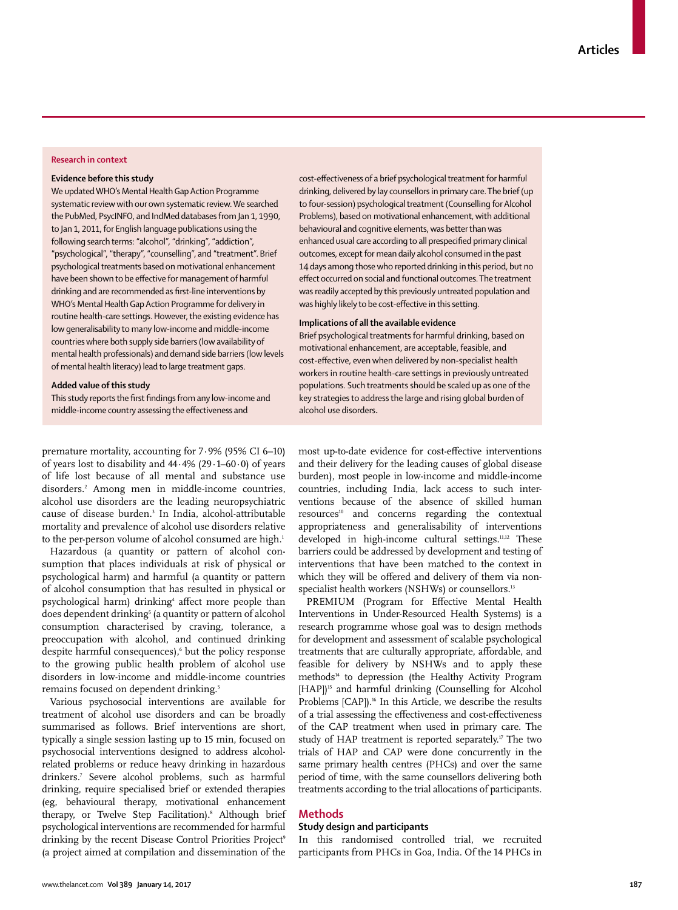## Research in context

### Evidence before this study

We updated WHO's Mental Health Gap Action Programme systematic review with our own systematic review. We searched the PubMed, PsycINFO, and IndMed databases from Jan 1, 1990, to Jan 1, 2011, for English language publications using the following search terms: "alcohol", "drinking", "addiction", "psychological", "therapy", "counselling", and "treatment". Brief psychological treatments based on motivational enhancement have been shown to be effective for management of harmful drinking and are recommended as first-line interventions by WHO's Mental Health Gap Action Programme for delivery in routine health-care settings. However, the existing evidence has low generalisability to many low-income and middle-income countries where both supply side barriers (low availability of mental health professionals) and demand side barriers (low levels of mental health literacy) lead to large treatment gaps.

### Added value of this study

This study reports the first findings from any low-income and middle-income country assessing the effectiveness and cost-effectiveness of a brief psychological treatment for harmful drinking, delivered by lay counsellors in primary care. The brief (up to four-session) psychological treatment (Counselling for Alcohol Problems), based on motivational enhancement, with additional behavioural and cognitive elements, was better than was enhanced usual care according to all prespecified primary clinical outcomes, except for mean daily alcohol consumed in the past 14 days among those who reported drinking in this period, but no effect occurred on social and functional outcomes. The treatment was readily accepted by this previously untreated population and was highly likely to be cost-effective in this setting.

### Implications of all the available evidence

Brief psychological treatments for harmful drinking, based on motivational enhancement, are acceptable, feasible, and cost-effective, even when delivered by non-specialist health workers in routine health-care settings in previously untreated populations. Such treatments should be scaled up as one of the key strategies to address the large and rising global burden of alcohol use disorders.

premature mortality, accounting for 7·9% (95% CI 6–10) of years lost to disability and 44·4% (29·1–60·0) of years of life lost because of all mental and substance use disorders.[2] Among men in middle-income countries, alcohol use disorders are the leading neuropsychiatric cause of disease burden.[3] In India, alcohol-attributable mortality and prevalence of alcohol use disorders relative to the per-person volume of alcohol consumed are high.[1]

Hazardous (a quantity or pattern of alcohol consumption that places individuals at risk of physical or psychological harm) and harmful (a quantity or pattern of alcohol consumption that has resulted in physical or psychological harm) drinking[4] affect more people than does dependent drinking[5] (a quantity or pattern of alcohol consumption characterised by craving, tolerance, a preoccupation with alcohol, and continued drinking despite harmful consequences),[6] but the policy response to the growing public health problem of alcohol use disorders in low-income and middle-income countries remains focused on dependent drinking.[5]

Various psychosocial interventions are available for treatment of alcohol use disorders and can be broadly summarised as follows. Brief interventions are short, typically a single session lasting up to 15 min, focused on psychosocial interventions designed to address alcohol-related problems or reduce heavy drinking in hazardous drinkers.[7] Severe alcohol problems, such as harmful drinking, require specialised brief or extended therapies (eg, behavioural therapy, motivational enhancement therapy, or Twelve Step Facilitation).[8] Although brief psychological interventions are recommended for harmful drinking by the recent Disease Control Priorities Project[9] (a project aimed at compilation and dissemination of the most up-to-date evidence for cost-effective interventions and their delivery for the leading causes of global disease burden), most people in low-income and middle-income countries, including India, lack access to such interventions because of the absence of skilled human resources[10] and concerns regarding the contextual appropriateness and generalisability of interventions developed in high-income cultural settings.[11,12] These barriers could be addressed by development and testing of interventions that have been matched to the context in which they will be offered and delivery of them via non-specialist health workers (NSHWs) or counsellors.[13]

PREMIUM (Program for Effective Mental Health Interventions in Under-Resourced Health Systems) is a research programme whose goal was to design methods for development and assessment of scalable psychological treatments that are culturally appropriate, affordable, and feasible for delivery by NSHWs and to apply these methods[14] to depression (the Healthy Activity Program [HAP])[15] and harmful drinking (Counselling for Alcohol Problems [CAP]).[16] In this Article, we describe the results of a trial assessing the effectiveness and cost-effectiveness of the CAP treatment when used in primary care. The study of HAP treatment is reported separately.[17] The two trials of HAP and CAP were done concurrently in the same primary health centres (PHCs) and over the same period of time, with the same counsellors delivering both treatments according to the trial allocations of participants.

## Methods

### Study design and participants

In this randomised controlled trial, we recruited participants from PHCs in Goa, India. Of the 14 PHCs in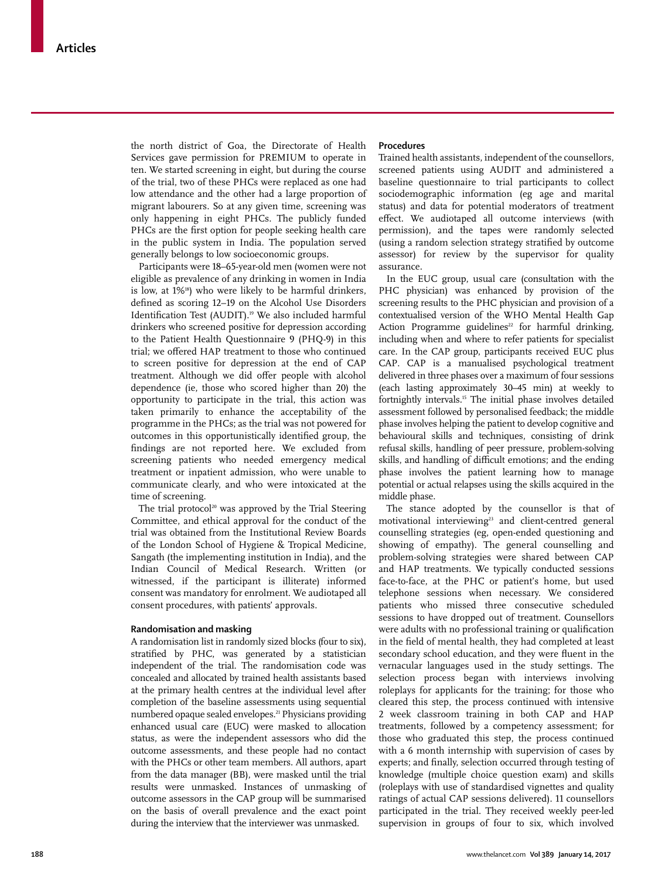the north district of Goa, the Directorate of Health Services gave permission for PREMIUM to operate in ten. We started screening in eight, but during the course of the trial, two of these PHCs were replaced as one had low attendance and the other had a large proportion of migrant labourers. So at any given time, screening was only happening in eight PHCs. The publicly funded PHCs are the first option for people seeking health care in the public system in India. The population served generally belongs to low socioeconomic groups.

Participants were 18–65-year-old men (women were not eligible as prevalence of any drinking in women in India is low, at 1%[18]) who were likely to be harmful drinkers, defined as scoring 12–19 on the Alcohol Use Disorders Identification Test (AUDIT).[19] We also included harmful drinkers who screened positive for depression according to the Patient Health Questionnaire 9 (PHQ-9) in this trial; we offered HAP treatment to those who continued to screen positive for depression at the end of CAP treatment. Although we did offer people with alcohol dependence (ie, those who scored higher than 20) the opportunity to participate in the trial, this action was taken primarily to enhance the acceptability of the programme in the PHCs; as the trial was not powered for outcomes in this opportunistically identified group, the findings are not reported here. We excluded from screening patients who needed emergency medical treatment or inpatient admission, who were unable to communicate clearly, and who were intoxicated at the time of screening.

The trial protocol[20] was approved by the Trial Steering Committee, and ethical approval for the conduct of the trial was obtained from the Institutional Review Boards of the London School of Hygiene & Tropical Medicine, Sangath (the implementing institution in India), and the Indian Council of Medical Research. Written (or witnessed, if the participant is illiterate) informed consent was mandatory for enrolment. We audiotaped all consent procedures, with patients' approvals.

## Randomisation and masking

A randomisation list in randomly sized blocks (four to six), stratified by PHC, was generated by a statistician independent of the trial. The randomisation code was concealed and allocated by trained health assistants based at the primary health centres at the individual level after completion of the baseline assessments using sequential numbered opaque sealed envelopes.[21] Physicians providing enhanced usual care (EUC) were masked to allocation status, as were the independent assessors who did the outcome assessments, and these people had no contact with the PHCs or other team members. All authors, apart from the data manager (BB), were masked until the trial results were unmasked. Instances of unmasking of outcome assessors in the CAP group will be summarised on the basis of overall prevalence and the exact point during the interview that the interviewer was unmasked.

## Procedures

Trained health assistants, independent of the counsellors, screened patients using AUDIT and administered a baseline questionnaire to trial participants to collect sociodemographic information (eg age and marital status) and data for potential moderators of treatment effect. We audiotaped all outcome interviews (with permission), and the tapes were randomly selected (using a random selection strategy stratified by outcome assessor) for review by the supervisor for quality assurance.

In the EUC group, usual care (consultation with the PHC physician) was enhanced by provision of the screening results to the PHC physician and provision of a contextualised version of the WHO Mental Health Gap Action Programme guidelines[22] for harmful drinking, including when and where to refer patients for specialist care. In the CAP group, participants received EUC plus CAP. CAP is a manualised psychological treatment delivered in three phases over a maximum of four sessions (each lasting approximately 30–45 min) at weekly to fortnightly intervals.[15] The initial phase involves detailed assessment followed by personalised feedback; the middle phase involves helping the patient to develop cognitive and behavioural skills and techniques, consisting of drink refusal skills, handling of peer pressure, problem-solving skills, and handling of difficult emotions; and the ending phase involves the patient learning how to manage potential or actual relapses using the skills acquired in the middle phase.

The stance adopted by the counsellor is that of motivational interviewing[23] and client-centred general counselling strategies (eg, open-ended questioning and showing of empathy). The general counselling and problem-solving strategies were shared between CAP and HAP treatments. We typically conducted sessions face-to-face, at the PHC or patient's home, but used telephone sessions when necessary. We considered patients who missed three consecutive scheduled sessions to have dropped out of treatment. Counsellors were adults with no professional training or qualification in the field of mental health, they had completed at least secondary school education, and they were fluent in the vernacular languages used in the study settings. The selection process began with interviews involving roleplays for applicants for the training; for those who cleared this step, the process continued with intensive 2 week classroom training in both CAP and HAP treatments, followed by a competency assessment; for those who graduated this step, the process continued with a 6 month internship with supervision of cases by experts; and finally, selection occurred through testing of knowledge (multiple choice question exam) and skills (roleplays with use of standardised vignettes and quality ratings of actual CAP sessions delivered). 11 counsellors participated in the trial. They received weekly peer-led supervision in groups of four to six, which involved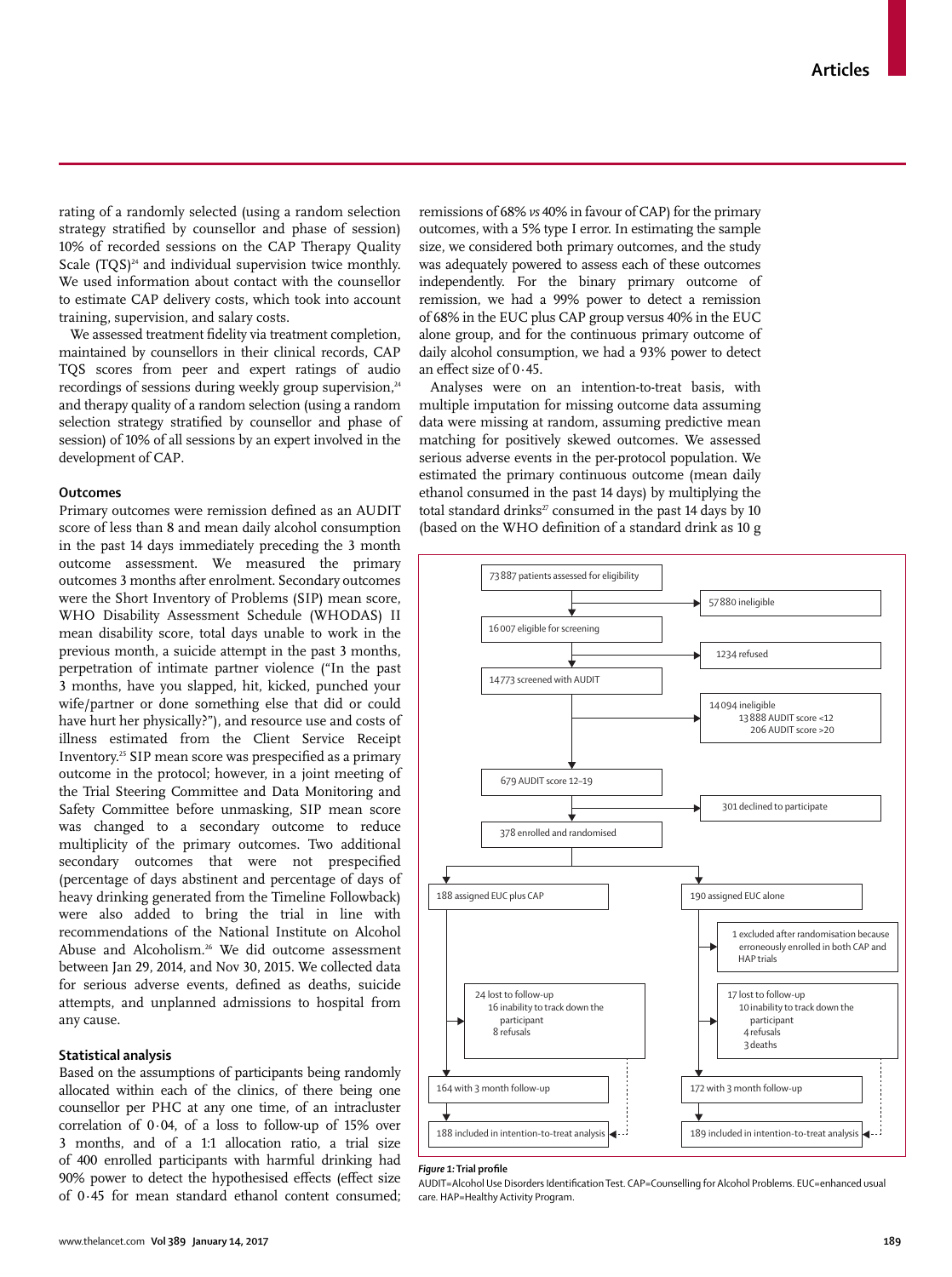rating of a randomly selected (using a random selection strategy stratified by counsellor and phase of session) 10% of recorded sessions on the CAP Therapy Quality Scale (TQS)[24] and individual supervision twice monthly. We used information about contact with the counsellor to estimate CAP delivery costs, which took into account training, supervision, and salary costs.

We assessed treatment fidelity via treatment completion, maintained by counsellors in their clinical records, CAP TQS scores from peer and expert ratings of audio recordings of sessions during weekly group supervision,[24] and therapy quality of a random selection (using a random selection strategy stratified by counsellor and phase of session) of 10% of all sessions by an expert involved in the development of CAP.

### Outcomes

Primary outcomes were remission defined as an AUDIT score of less than 8 and mean daily alcohol consumption in the past 14 days immediately preceding the 3 month outcome assessment. We measured the primary outcomes 3 months after enrolment. Secondary outcomes were the Short Inventory of Problems (SIP) mean score, WHO Disability Assessment Schedule (WHODAS) II mean disability score, total days unable to work in the previous month, a suicide attempt in the past 3 months, perpetration of intimate partner violence ("In the past 3 months, have you slapped, hit, kicked, punched your wife/partner or done something else that did or could have hurt her physically?"), and resource use and costs of illness estimated from the Client Service Receipt Inventory.[25] SIP mean score was prespecified as a primary outcome in the protocol; however, in a joint meeting of the Trial Steering Committee and Data Monitoring and Safety Committee before unmasking, SIP mean score was changed to a secondary outcome to reduce multiplicity of the primary outcomes. Two additional secondary outcomes that were not prespecified (percentage of days abstinent and percentage of days of heavy drinking generated from the Timeline Followback) were also added to bring the trial in line with recommendations of the National Institute on Alcohol Abuse and Alcoholism.[26] We did outcome assessment between Jan 29, 2014, and Nov 30, 2015. We collected data for serious adverse events, defined as deaths, suicide attempts, and unplanned admissions to hospital from any cause.

### Statistical analysis

Based on the assumptions of participants being randomly allocated within each of the clinics, of there being one counsellor per PHC at any one time, of an intracluster correlation of 0·04, of a loss to follow-up of 15% over 3 months, and of a 1:1 allocation ratio, a trial size of 400 enrolled participants with harmful drinking had 90% power to detect the hypothesised effects (effect size of 0·45 for mean standard ethanol content consumed; remissions of 68% *vs* 40% in favour of CAP) for the primary outcomes, with a 5% type I error. In estimating the sample size, we considered both primary outcomes, and the study was adequately powered to assess each of these outcomes independently. For the binary primary outcome of remission, we had a 99% power to detect a remission of 68% in the EUC plus CAP group versus 40% in the EUC alone group, and for the continuous primary outcome of daily alcohol consumption, we had a 93% power to detect an effect size of 0·45.

Analyses were on an intention-to-treat basis, with multiple imputation for missing outcome data assuming data were missing at random, assuming predictive mean matching for positively skewed outcomes. We assessed serious adverse events in the per-protocol population. We estimated the primary continuous outcome (mean daily ethanol consumed in the past 14 days) by multiplying the total standard drinks[27] consumed in the past 14 days by 10 (based on the WHO definition of a standard drink as 10 g

73 887 patients assessed for eligibility

57 880 ineligible

16 007 eligible for screening

1234 refused

14 773 screened with AUDIT

14 094 ineligible
13 888 AUDIT score <12
206 AUDIT score >20

679 AUDIT score 12–19

301 declined to participate

378 enrolled and randomised

188 assigned EUC plus CAP

190 assigned EUC alone

1 excluded after randomisation because erroneously enrolled in both CAP and HAP trials

24 lost to follow-up
16 inability to track down the participant
8 refusals

17 lost to follow-up
10 inability to track down the participant
4 refusals
3 deaths

164 with 3 month follow-up

172 with 3 month follow-up

188 included in intention-to-treat analysis

189 included in intention-to-treat analysis

***Figure 1:*** **Trial profile**

AUDIT=Alcohol Use Disorders Identification Test. CAP=Counselling for Alcohol Problems. EUC=enhanced usual care. HAP=Healthy Activity Program.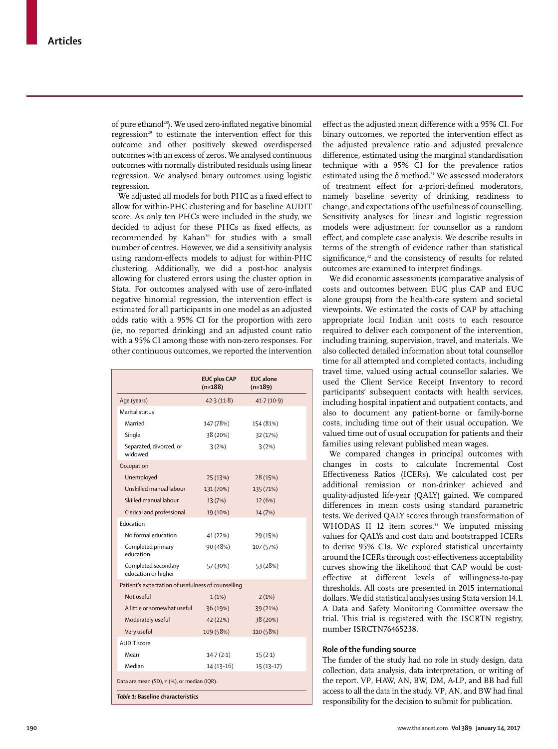of pure ethanol[28]). We used zero-inflated negative binomial regression[29] to estimate the intervention effect for this outcome and other positively skewed overdispersed outcomes with an excess of zeros. We analysed continuous outcomes with normally distributed residuals using linear regression. We analysed binary outcomes using logistic regression.

We adjusted all models for both PHC as a fixed effect to allow for within-PHC clustering and for baseline AUDIT score. As only ten PHCs were included in the study, we decided to adjust for these PHCs as fixed effects, as recommended by Kahan[30] for studies with a small number of centres. However, we did a sensitivity analysis using random-effects models to adjust for within-PHC clustering. Additionally, we did a post-hoc analysis allowing for clustered errors using the cluster option in Stata. For outcomes analysed with use of zero-inflated negative binomial regression, the intervention effect is estimated for all participants in one model as an adjusted odds ratio with a 95% CI for the proportion with zero (ie, no reported drinking) and an adjusted count ratio with a 95% CI among those with non-zero responses. For other continuous outcomes, we reported the intervention effect as the adjusted mean difference with a 95% CI. For binary outcomes, we reported the intervention effect as the adjusted prevalence ratio and adjusted prevalence difference, estimated using the marginal standardisation technique with a 95% CI for the prevalence ratios estimated using the δ method.[31] We assessed moderators of treatment effect for a-priori-defined moderators, namely baseline severity of drinking, readiness to change, and expectations of the usefulness of counselling. Sensitivity analyses for linear and logistic regression models were adjustment for counsellor as a random effect, and complete case analysis. We describe results in terms of the strength of evidence rather than statistical significance,[32] and the consistency of results for related outcomes are examined to interpret findings.

We did economic assessments (comparative analysis of costs and outcomes between EUC plus CAP and EUC alone groups) from the health-care system and societal viewpoints. We estimated the costs of CAP by attaching appropriate local Indian unit costs to each resource required to deliver each component of the intervention, including training, supervision, travel, and materials. We also collected detailed information about total counsellor time for all attempted and completed contacts, including travel time, valued using actual counsellor salaries. We used the Client Service Receipt Inventory to record participants' subsequent contacts with health services, including hospital inpatient and outpatient contacts, and also to document any patient-borne or family-borne costs, including time out of their usual occupation. We valued time out of usual occupation for patients and their families using relevant published mean wages.

We compared changes in principal outcomes with changes in costs to calculate Incremental Cost Effectiveness Ratios (ICERs). We calculated cost per additional remission or non-drinker achieved and quality-adjusted life-year (QALY) gained. We compared differences in mean costs using standard parametric tests. We derived QALY scores through transformation of WHODAS II 12 item scores.[33] We imputed missing values for QALYs and cost data and bootstrapped ICERs to derive 95% CIs. We explored statistical uncertainty around the ICERs through cost-effectiveness acceptability curves showing the likelihood that CAP would be cost-effective at different levels of willingness-to-pay thresholds. All costs are presented in 2015 international dollars. We did statistical analyses using Stata version 14.1. A Data and Safety Monitoring Committee oversaw the trial. This trial is registered with the ISCRTN registry, number ISRCTN76465238.

## Role of the funding source

The funder of the study had no role in study design, data collection, data analysis, data interpretation, or writing of the report. VP, HAW, AN, BW, DM, A-LP, and BB had full access to all the data in the study. VP, AN, and BW had final responsibility for the decision to submit for publication.

| | EUC plus CAP (n=188) | EUC alone (n=189) |
|---|---|---|
| Age (years) | 42·3 (11·8) | 41·7 (10·9) |
| Marital status | | |
| Married | 147 (78%) | 154 (81%) |
| Single | 38 (20%) | 32 (17%) |
| Separated, divorced, or widowed | 3 (2%) | 3 (2%) |
| Occupation | | |
| Unemployed | 25 (13%) | 28 (15%) |
| Unskilled manual labour | 131 (70%) | 135 (71%) |
| Skilled manual labour | 13 (7%) | 12 (6%) |
| Clerical and professional | 19 (10%) | 14 (7%) |
| Education | | |
| No formal education | 41 (22%) | 29 (15%) |
| Completed primary education | 90 (48%) | 107 (57%) |
| Completed secondary education or higher | 57 (30%) | 53 (28%) |
| Patient's expectation of usefulness of counselling | | |
| Not useful | 1 (1%) | 2 (1%) |
| A little or somewhat useful | 36 (19%) | 39 (21%) |
| Moderately useful | 42 (22%) | 38 (20%) |
| Very useful | 109 (58%) | 110 (58%) |
| AUDIT score | | |
| Mean | 14·7 (2·1) | 15 (2·1) |
| Median | 14 (13–16) | 15 (13–17) |

Data are mean (SD), n (%), or median (IQR).

***Table 1:* Baseline characteristics**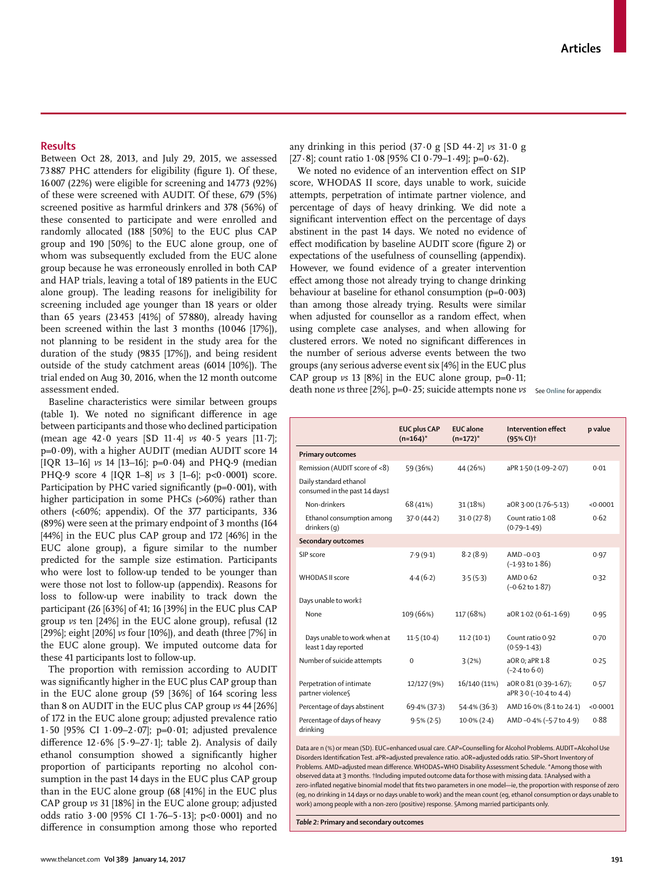## Results

Between Oct 28, 2013, and July 29, 2015, we assessed 73 887 PHC attenders for eligibility (figure 1). Of these, 16 007 (22%) were eligible for screening and 14 773 (92%) of these were screened with AUDIT. Of these, 679 (5%) screened positive as harmful drinkers and 378 (56%) of these consented to participate and were enrolled and randomly allocated (188 [50%] to the EUC plus CAP group and 190 [50%] to the EUC alone group, one of whom was subsequently excluded from the EUC alone group because he was erroneously enrolled in both CAP and HAP trials, leaving a total of 189 patients in the EUC alone group). The leading reasons for ineligibility for screening included age younger than 18 years or older than 65 years (23 453 [41%] of 57 880), already having been screened within the last 3 months (10 046 [17%]), not planning to be resident in the study area for the duration of the study (9835 [17%]), and being resident outside of the study catchment areas (6014 [10%]). The trial ended on Aug 30, 2016, when the 12 month outcome assessment ended.

Baseline characteristics were similar between groups (table 1). We noted no significant difference in age between participants and those who declined participation (mean age 42·0 years [SD 11·4] *vs* 40·5 years [11·7]; p=0·09), with a higher AUDIT (median AUDIT score 14 [IQR 13–16] *vs* 14 [13–16]; p=0·04) and PHQ-9 (median PHQ-9 score 4 [IQR 1–8] *vs* 3 [1–6]; p<0·0001) score. Participation by PHC varied significantly (p=0·001), with higher participation in some PHCs (>60%) rather than others (<60%; appendix). Of the 377 participants, 336 (89%) were seen at the primary endpoint of 3 months (164 [44%] in the EUC plus CAP group and 172 [46%] in the EUC alone group), a figure similar to the number predicted for the sample size estimation. Participants who were lost to follow-up tended to be younger than were those not lost to follow-up (appendix). Reasons for loss to follow-up were inability to track down the participant (26 [63%] of 41; 16 [39%] in the EUC plus CAP group *vs* ten [24%] in the EUC alone group), refusal (12 [29%]; eight [20%] *vs* four [10%]), and death (three [7%] in the EUC alone group). We imputed outcome data for these 41 participants lost to follow-up.

The proportion with remission according to AUDIT was significantly higher in the EUC plus CAP group than in the EUC alone group (59 [36%] of 164 scoring less than 8 on AUDIT in the EUC plus CAP group *vs* 44 [26%] of 172 in the EUC alone group; adjusted prevalence ratio 1·50 [95% CI 1·09–2·07]; p=0·01; adjusted prevalence difference 12·6% [5·9–27·1]; table 2). Analysis of daily ethanol consumption showed a significantly higher proportion of participants reporting no alcohol consumption in the past 14 days in the EUC plus CAP group than in the EUC alone group (68 [41%] in the EUC plus CAP group *vs* 31 [18%] in the EUC alone group; adjusted odds ratio 3·00 [95% CI 1·76–5·13]; p<0·0001) and no difference in consumption among those who reported any drinking in this period (37·0 g [SD 44·2] *vs* 31·0 g [27·8]; count ratio 1·08 [95% CI 0·79–1·49]; p=0·62).

We noted no evidence of an intervention effect on SIP score, WHODAS II score, days unable to work, suicide attempts, perpetration of intimate partner violence, and percentage of days of heavy drinking. We did note a significant intervention effect on the percentage of days abstinent in the past 14 days. We noted no evidence of effect modification by baseline AUDIT score (figure 2) or expectations of the usefulness of counselling (appendix). However, we found evidence of a greater intervention effect among those not already trying to change drinking behaviour at baseline for ethanol consumption (p=0·003) than among those already trying. Results were similar when adjusted for counsellor as a random effect, when using complete case analyses, and when allowing for clustered errors. We noted no significant differences in the number of serious adverse events between the two groups (any serious adverse event six [4%] in the EUC plus CAP group *vs* 13 [8%] in the EUC alone group, p=0·11; death none *vs* three [2%], p=0·25; suicide attempts none *vs*

See Online for appendix

| | EUC plus CAP (n=164)* | EUC alone (n=172)* | Intervention effect (95% CI)† | p value |
|---|---|---|---|---|
| **Primary outcomes** | | | | |
| Remission (AUDIT score of <8) | 59 (36%) | 44 (26%) | aPR 1·50 (1·09–2·07) | 0·01 |
| Daily standard ethanol consumed in the past 14 days‡ | | | | |
| Non-drinkers | 68 (41%) | 31 (18%) | aOR 3·00 (1·76–5·13) | <0·0001 |
| Ethanol consumption among drinkers (g) | 37·0 (44·2) | 31·0 (27·8) | Count ratio 1·08 (0·79–1·49) | 0·62 |
| **Secondary outcomes** | | | | |
| SIP score | 7·9 (9·1) | 8·2 (8·9) | AMD −0·03 (−1·93 to 1·86) | 0·97 |
| WHODAS II score | 4·4 (6·2) | 3·5 (5·3) | AMD 0·62 (−0·62 to 1·87) | 0·32 |
| Days unable to work‡ | | | | |
| None | 109 (66%) | 117 (68%) | aOR 1·02 (0·61–1·69) | 0·95 |
| Days unable to work when at least 1 day reported | 11·5 (10·4) | 11·2 (10·1) | Count ratio 0·92 (0·59–1·43) | 0·70 |
| Number of suicide attempts | 0 | 3 (2%) | aOR 0; aPR 1·8 (−2·4 to 6·0) | 0·25 |
| Perpetration of intimate partner violence§ | 12/127 (9%) | 16/140 (11%) | aOR 0·81 (0·39–1·67); aPR 3·0 (−10·4 to 4·4) | 0·57 |
| Percentage of days abstinent | 69·4% (37·3) | 54·4% (36·3) | AMD 16·0% (8·1 to 24·1) | <0·0001 |
| Percentage of days of heavy drinking | 9·5% (2·5) | 10·0% (2·4) | AMD −0·4% (−5·7 to 4·9) | 0·88 |

Data are n (%) or mean (SD). EUC=enhanced usual care. CAP=Counselling for Alcohol Problems. AUDIT=Alcohol Use Disorders Identification Test. aPR=adjusted prevalence ratio. aOR=adjusted odds ratio. SIP=Short Inventory of Problems. AMD=adjusted mean difference. WHODAS=WHO Disability Assessment Schedule. *Among those with observed data at 3 months. †Including imputed outcome data for those with missing data. ‡Analysed with a zero-inflated negative binomial model that fits two parameters in one model—ie, the proportion with response of zero (eg, no drinking in 14 days or no days unable to work) and the mean count (eg, ethanol consumption or days unable to work) among people with a non-zero (positive) response. §Among married participants only.

***Table 2:*** **Primary and secondary outcomes**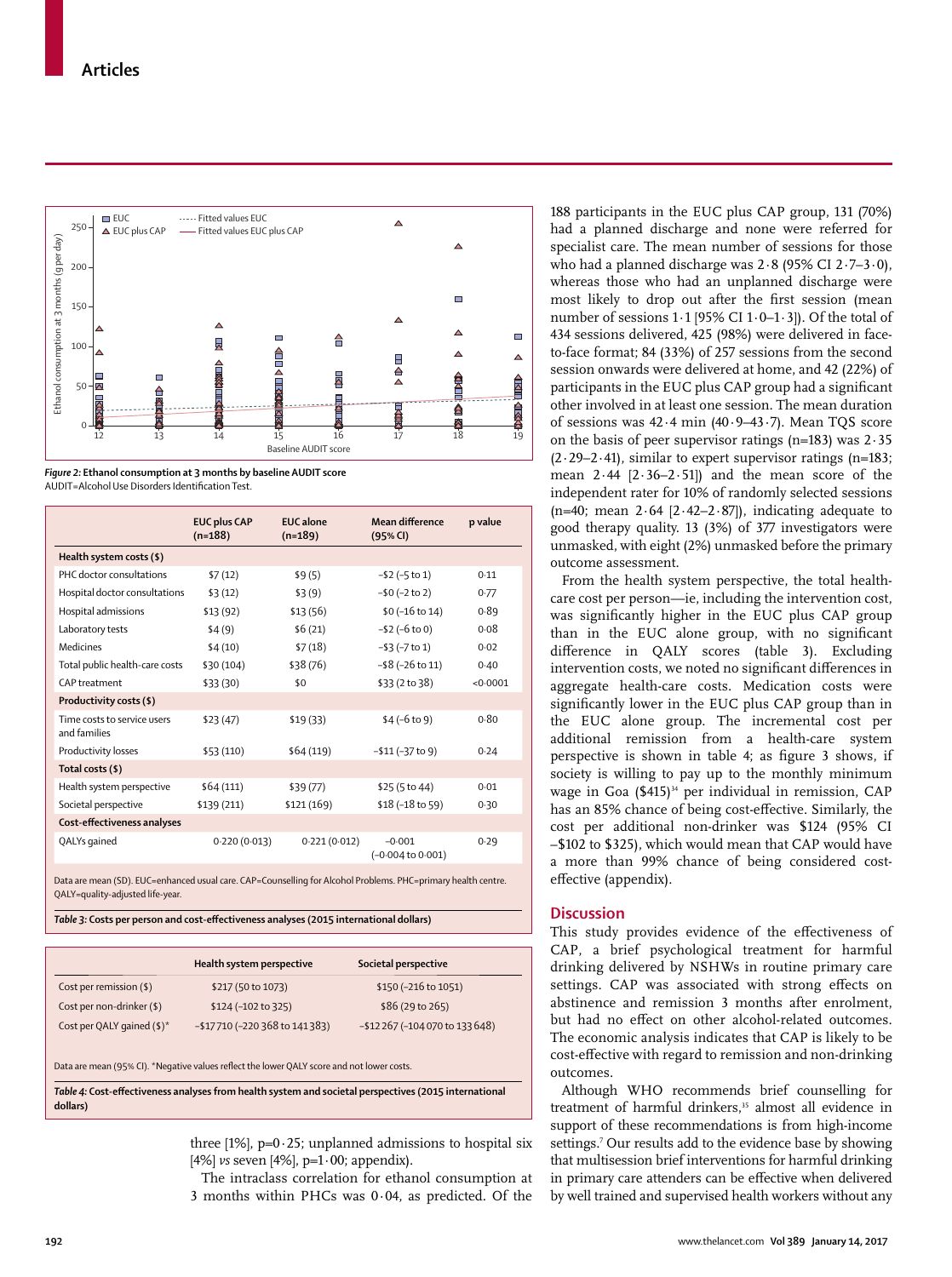EUC
EUC plus CAP
Fitted values EUC
Fitted values EUC plus CAP
Ethanol consumption at 3 months (g per day)
250
200
150
100
50
0
12 13 14 15 16 17 18 19
Baseline AUDIT score

*Figure 2:* **Ethanol consumption at 3 months by baseline AUDIT score**
AUDIT=Alcohol Use Disorders Identification Test.

| | EUC plus CAP (n=188) | EUC alone (n=189) | Mean difference (95% CI) | p value |
|---|---|---|---|---|
| **Health system costs ($)** | | | | |
| PHC doctor consultations | $7 (12) | $9 (5) | –$2 (–5 to 1) | 0·11 |
| Hospital doctor consultations | $3 (12) | $3 (9) | –$0 (–2 to 2) | 0·77 |
| Hospital admissions | $13 (92) | $13 (56) | $0 (–16 to 14) | 0·89 |
| Laboratory tests | $4 (9) | $6 (21) | –$2 (–6 to 0) | 0·08 |
| Medicines | $4 (10) | $7 (18) | –$3 (–7 to 1) | 0·02 |
| Total public health-care costs | $30 (104) | $38 (76) | –$8 (–26 to 11) | 0·40 |
| CAP treatment | $33 (30) | $0 | $33 (2 to 38) | <0·0001 |
| **Productivity costs ($)** | | | | |
| Time costs to service users and families | $23 (47) | $19 (33) | $4 (–6 to 9) | 0·80 |
| Productivity losses | $53 (110) | $64 (119) | –$11 (–37 to 9) | 0·24 |
| **Total costs ($)** | | | | |
| Health system perspective | $64 (111) | $39 (77) | $25 (5 to 44) | 0·01 |
| Societal perspective | $139 (211) | $121 (169) | $18 (–18 to 59) | 0·30 |
| **Cost-effectiveness analyses** | | | | |
| QALYs gained | 0·220 (0·013) | 0·221 (0·012) | –0·001 (–0·004 to 0·001) | 0·29 |

Data are mean (SD). EUC=enhanced usual care. CAP=Counselling for Alcohol Problems. PHC=primary health centre. QALY=quality-adjusted life-year.

*Table 3:* **Costs per person and cost-effectiveness analyses (2015 international dollars)**

| | Health system perspective | Societal perspective |
|---|---|---|
| Cost per remission ($) | $217 (50 to 1073) | $150 (–216 to 1051) |
| Cost per non-drinker ($) | $124 (–102 to 325) | $86 (29 to 265) |
| Cost per QALY gained ($)* | –$17 710 (–220 368 to 141 383) | –$12 267 (–104 070 to 133 648) |

Data are mean (95% CI). *Negative values reflect the lower QALY score and not lower costs.

*Table 4:* **Cost-effectiveness analyses from health system and societal perspectives (2015 international dollars)**

three [1%], p=0·25; unplanned admissions to hospital six [4%] *vs* seven [4%], p=1·00; appendix).

The intraclass correlation for ethanol consumption at 3 months within PHCs was 0·04, as predicted. Of the 188 participants in the EUC plus CAP group, 131 (70%) had a planned discharge and none were referred for specialist care. The mean number of sessions for those who had a planned discharge was 2·8 (95% CI 2·7–3·0), whereas those who had an unplanned discharge were most likely to drop out after the first session (mean number of sessions 1·1 [95% CI 1·0–1·3]). Of the total of 434 sessions delivered, 425 (98%) were delivered in face-to-face format; 84 (33%) of 257 sessions from the second session onwards were delivered at home, and 42 (22%) of participants in the EUC plus CAP group had a significant other involved in at least one session. The mean duration of sessions was 42·4 min (40·9–43·7). Mean TQS score on the basis of peer supervisor ratings (n=183) was 2·35 (2·29–2·41), similar to expert supervisor ratings (n=183; mean 2·44 [2·36–2·51]) and the mean score of the independent rater for 10% of randomly selected sessions (n=40; mean 2·64 [2·42–2·87]), indicating adequate to good therapy quality. 13 (3%) of 377 investigators were unmasked, with eight (2%) unmasked before the primary outcome assessment.

From the health system perspective, the total health-care cost per person—ie, including the intervention cost, was significantly higher in the EUC plus CAP group than in the EUC alone group, with no significant difference in QALY scores (table 3). Excluding intervention costs, we noted no significant differences in aggregate health-care costs. Medication costs were significantly lower in the EUC plus CAP group than in the EUC alone group. The incremental cost per additional remission from a health-care system perspective is shown in table 4; as figure 3 shows, if society is willing to pay up to the monthly minimum wage in Goa ($415)[34] per individual in remission, CAP has an 85% chance of being cost-effective. Similarly, the cost per additional non-drinker was $124 (95% CI –$102 to $325), which would mean that CAP would have a more than 99% chance of being considered cost-effective (appendix).

## Discussion

This study provides evidence of the effectiveness of CAP, a brief psychological treatment for harmful drinking delivered by NSHWs in routine primary care settings. CAP was associated with strong effects on abstinence and remission 3 months after enrolment, but had no effect on other alcohol-related outcomes. The economic analysis indicates that CAP is likely to be cost-effective with regard to remission and non-drinking outcomes.

Although WHO recommends brief counselling for treatment of harmful drinkers,[35] almost all evidence in support of these recommendations is from high-income settings.[7] Our results add to the evidence base by showing that multisession brief interventions for harmful drinking in primary care attenders can be effective when delivered by well trained and supervised health workers without any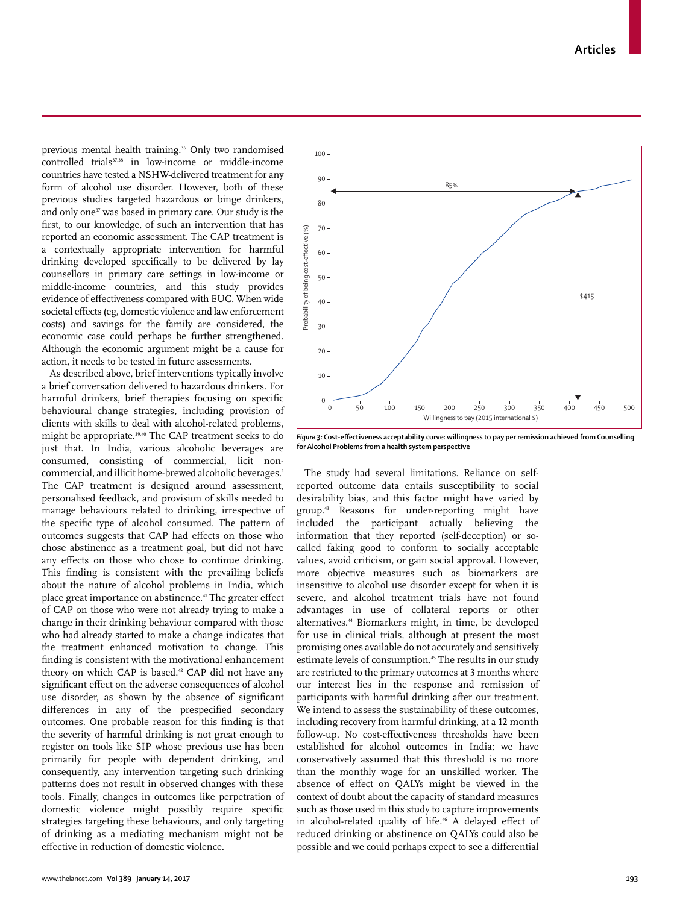previous mental health training.[36] Only two randomised controlled trials[37,38] in low-income or middle-income countries have tested a NSHW-delivered treatment for any form of alcohol use disorder. However, both of these previous studies targeted hazardous or binge drinkers, and only one[37] was based in primary care. Our study is the first, to our knowledge, of such an intervention that has reported an economic assessment. The CAP treatment is a contextually appropriate intervention for harmful drinking developed specifically to be delivered by lay counsellors in primary care settings in low-income or middle-income countries, and this study provides evidence of effectiveness compared with EUC. When wide societal effects (eg, domestic violence and law enforcement costs) and savings for the family are considered, the economic case could perhaps be further strengthened. Although the economic argument might be a cause for action, it needs to be tested in future assessments.

As described above, brief interventions typically involve a brief conversation delivered to hazardous drinkers. For harmful drinkers, brief therapies focusing on specific behavioural change strategies, including provision of clients with skills to deal with alcohol-related problems, might be appropriate.[39,40] The CAP treatment seeks to do just that. In India, various alcoholic beverages are consumed, consisting of commercial, licit non-commercial, and illicit home-brewed alcoholic beverages.[1] The CAP treatment is designed around assessment, personalised feedback, and provision of skills needed to manage behaviours related to drinking, irrespective of the specific type of alcohol consumed. The pattern of outcomes suggests that CAP had effects on those who chose abstinence as a treatment goal, but did not have any effects on those who chose to continue drinking. This finding is consistent with the prevailing beliefs about the nature of alcohol problems in India, which place great importance on abstinence.[41] The greater effect of CAP on those who were not already trying to make a change in their drinking behaviour compared with those who had already started to make a change indicates that the treatment enhanced motivation to change. This finding is consistent with the motivational enhancement theory on which CAP is based.[42] CAP did not have any significant effect on the adverse consequences of alcohol use disorder, as shown by the absence of significant differences in any of the prespecified secondary outcomes. One probable reason for this finding is that the severity of harmful drinking is not great enough to register on tools like SIP whose previous use has been primarily for people with dependent drinking, and consequently, any intervention targeting such drinking patterns does not result in observed changes with these tools. Finally, changes in outcomes like perpetration of domestic violence might possibly require specific strategies targeting these behaviours, and only targeting of drinking as a mediating mechanism might not be effective in reduction of domestic violence.

100
90
80
70
60
50
40
30
20
10
0
Probability of being cost-effective (%)
85%
$415
0 50 100 150 200 250 300 350 400 450 500
Willingness to pay (2015 international $)

***Figure 3:*** **Cost-effectiveness acceptability curve: willingness to pay per remission achieved from Counselling for Alcohol Problems from a health system perspective**

The study had several limitations. Reliance on self-reported outcome data entails susceptibility to social desirability bias, and this factor might have varied by group.[43] Reasons for under-reporting might have included the participant actually believing the information that they reported (self-deception) or so-called faking good to conform to socially acceptable values, avoid criticism, or gain social approval. However, more objective measures such as biomarkers are insensitive to alcohol use disorder except for when it is severe, and alcohol treatment trials have not found advantages in use of collateral reports or other alternatives.[44] Biomarkers might, in time, be developed for use in clinical trials, although at present the most promising ones available do not accurately and sensitively estimate levels of consumption.[45] The results in our study are restricted to the primary outcomes at 3 months where our interest lies in the response and remission of participants with harmful drinking after our treatment. We intend to assess the sustainability of these outcomes, including recovery from harmful drinking, at a 12 month follow-up. No cost-effectiveness thresholds have been established for alcohol outcomes in India; we have conservatively assumed that this threshold is no more than the monthly wage for an unskilled worker. The absence of effect on QALYs might be viewed in the context of doubt about the capacity of standard measures such as those used in this study to capture improvements in alcohol-related quality of life.[46] A delayed effect of reduced drinking or abstinence on QALYs could also be possible and we could perhaps expect to see a differential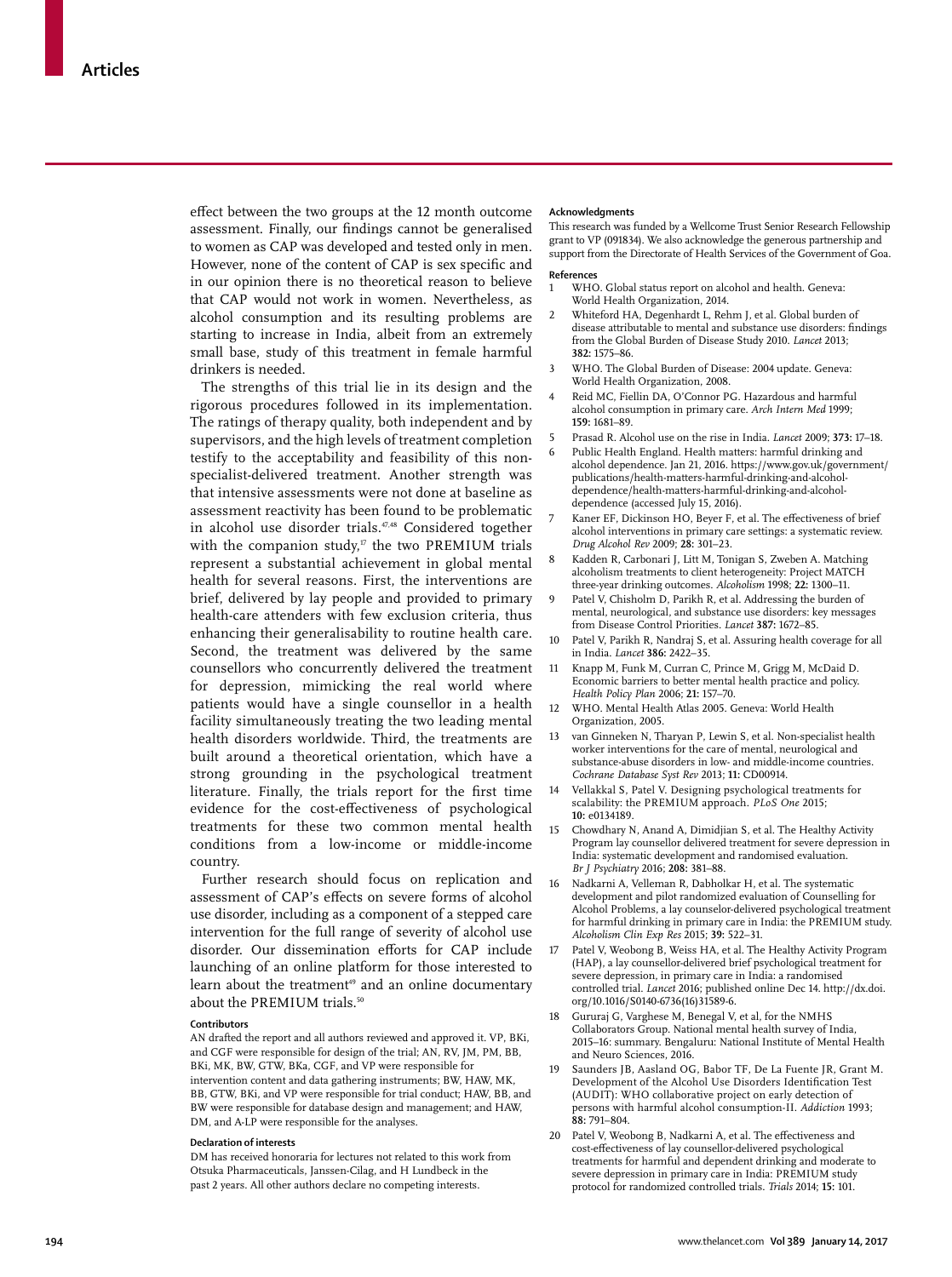effect between the two groups at the 12 month outcome assessment. Finally, our findings cannot be generalised to women as CAP was developed and tested only in men. However, none of the content of CAP is sex specific and in our opinion there is no theoretical reason to believe that CAP would not work in women. Nevertheless, as alcohol consumption and its resulting problems are starting to increase in India, albeit from an extremely small base, study of this treatment in female harmful drinkers is needed.

The strengths of this trial lie in its design and the rigorous procedures followed in its implementation. The ratings of therapy quality, both independent and by supervisors, and the high levels of treatment completion testify to the acceptability and feasibility of this non-specialist-delivered treatment. Another strength was that intensive assessments were not done at baseline as assessment reactivity has been found to be problematic in alcohol use disorder trials.[47,48] Considered together with the companion study,[17] the two PREMIUM trials represent a substantial achievement in global mental health for several reasons. First, the interventions are brief, delivered by lay people and provided to primary health-care attenders with few exclusion criteria, thus enhancing their generalisability to routine health care. Second, the treatment was delivered by the same counsellors who concurrently delivered the treatment for depression, mimicking the real world where patients would have a single counsellor in a health facility simultaneously treating the two leading mental health disorders worldwide. Third, the treatments are built around a theoretical orientation, which have a strong grounding in the psychological treatment literature. Finally, the trials report for the first time evidence for the cost-effectiveness of psychological treatments for these two common mental health conditions from a low-income or middle-income country.

Further research should focus on replication and assessment of CAP's effects on severe forms of alcohol use disorder, including as a component of a stepped care intervention for the full range of severity of alcohol use disorder. Our dissemination efforts for CAP include launching of an online platform for those interested to learn about the treatment[49] and an online documentary about the PREMIUM trials.[50]

#### Contributors

AN drafted the report and all authors reviewed and approved it. VP, BKi, and CGF were responsible for design of the trial; AN, RV, JM, PM, BB, BKi, MK, BW, GTW, BKa, CGF, and VP were responsible for intervention content and data gathering instruments; BW, HAW, MK, BB, GTW, BKi, and VP were responsible for trial conduct; HAW, BB, and BW were responsible for database design and management; and HAW, DM, and A-LP were responsible for the analyses.

#### Declaration of interests

DM has received honoraria for lectures not related to this work from Otsuka Pharmaceuticals, Janssen-Cilag, and H Lundbeck in the past 2 years. All other authors declare no competing interests.

#### Acknowledgments

This research was funded by a Wellcome Trust Senior Research Fellowship grant to VP (091834). We also acknowledge the generous partnership and support from the Directorate of Health Services of the Government of Goa.

#### References

1. WHO. Global status report on alcohol and health. Geneva: World Health Organization, 2014.
2. Whiteford HA, Degenhardt L, Rehm J, et al. Global burden of disease attributable to mental and substance use disorders: findings from the Global Burden of Disease Study 2010. *Lancet* 2013; **382:** 1575–86.
3. WHO. The Global Burden of Disease: 2004 update. Geneva: World Health Organization, 2008.
4. Reid MC, Fiellin DA, O'Connor PG. Hazardous and harmful alcohol consumption in primary care. *Arch Intern Med* 1999; **159:** 1681–89.
5. Prasad R. Alcohol use on the rise in India. *Lancet* 2009; **373:** 17–18.
6. Public Health England. Health matters: harmful drinking and alcohol dependence. Jan 21, 2016. https://www.gov.uk/government/publications/health-matters-harmful-drinking-and-alcohol-dependence/health-matters-harmful-drinking-and-alcohol-dependence (accessed July 15, 2016).
7. Kaner EF, Dickinson HO, Beyer F, et al. The effectiveness of brief alcohol interventions in primary care settings: a systematic review. *Drug Alcohol Rev* 2009; **28:** 301–23.
8. Kadden R, Carbonari J, Litt M, Tonigan S, Zweben A. Matching alcoholism treatments to client heterogeneity: Project MATCH three-year drinking outcomes. *Alcoholism* 1998; **22:** 1300–11.
9. Patel V, Chisholm D, Parikh R, et al. Addressing the burden of mental, neurological, and substance use disorders: key messages from Disease Control Priorities. *Lancet* **387:** 1672–85.
10. Patel V, Parikh R, Nandraj S, et al. Assuring health coverage for all in India. *Lancet* **386:** 2422–35.
11. Knapp M, Funk M, Curran C, Prince M, Grigg M, McDaid D. Economic barriers to better mental health practice and policy. *Health Policy Plan* 2006; **21:** 157–70.
12. WHO. Mental Health Atlas 2005. Geneva: World Health Organization, 2005.
13. van Ginneken N, Tharyan P, Lewin S, et al. Non-specialist health worker interventions for the care of mental, neurological and substance-abuse disorders in low- and middle-income countries. *Cochrane Database Syst Rev* 2013; **11:** CD00914.
14. Vellakkal S, Patel V. Designing psychological treatments for scalability: the PREMIUM approach. *PLoS One* 2015; **10:** e0134189.
15. Chowdhary N, Anand A, Dimidjian S, et al. The Healthy Activity Program lay counsellor delivered treatment for severe depression in India: systematic development and randomised evaluation. *Br J Psychiatry* 2016; **208:** 381–88.
16. Nadkarni A, Velleman R, Dabholkar H, et al. The systematic development and pilot randomized evaluation of Counselling for Alcohol Problems, a lay counselor-delivered psychological treatment for harmful drinking in primary care in India: the PREMIUM study. *Alcoholism Clin Exp Res* 2015; **39:** 522–31.
17. Patel V, Weobong B, Weiss HA, et al. The Healthy Activity Program (HAP), a lay counsellor-delivered brief psychological treatment for severe depression, in primary care in India: a randomised controlled trial. *Lancet* 2016; published online Dec 14. http://dx.doi.org/10.1016/S0140-6736(16)31589-6.
18. Gururaj G, Varghese M, Benegal V, et al, for the NMHS Collaborators Group. National mental health survey of India, 2015–16: summary. Bengaluru: National Institute of Mental Health and Neuro Sciences, 2016.
19. Saunders JB, Aasland OG, Babor TF, De La Fuente JR, Grant M. Development of the Alcohol Use Disorders Identification Test (AUDIT): WHO collaborative project on early detection of persons with harmful alcohol consumption-II. *Addiction* 1993; **88:** 791–804.
20. Patel V, Weobong B, Nadkarni A, et al. The effectiveness and cost-effectiveness of lay counsellor-delivered psychological treatments for harmful and dependent drinking and moderate to severe depression in primary care in India: PREMIUM study protocol for randomized controlled trials. *Trials* 2014; **15:** 101.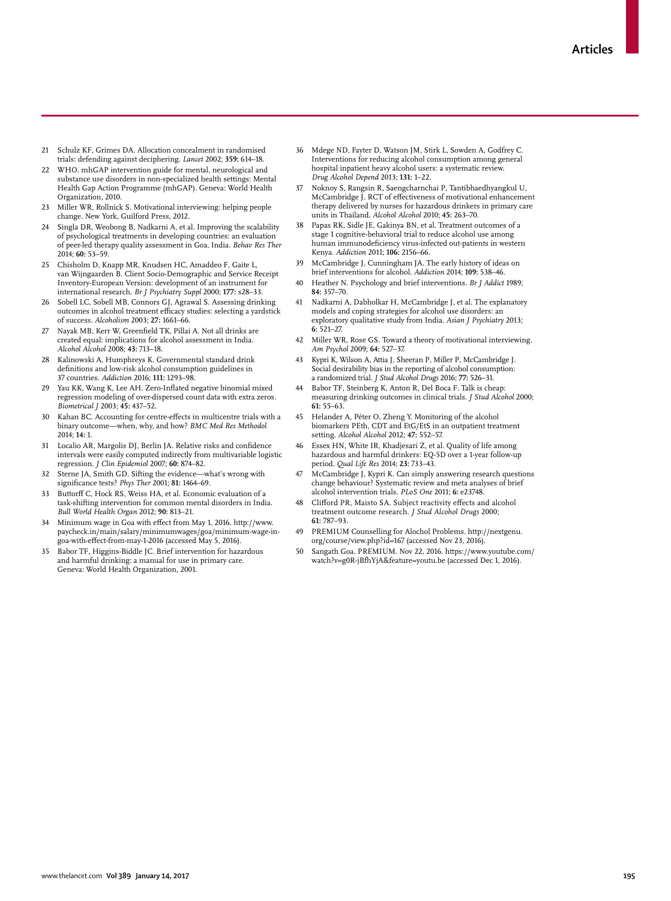21 Schulz KF, Grimes DA. Allocation concealment in randomised trials: defending against deciphering. *Lancet* 2002; **359:** 614–18.

22 WHO. mhGAP intervention guide for mental, neurological and substance use disorders in non-specialized health settings: Mental Health Gap Action Programme (mhGAP). Geneva: World Health Organization, 2010.

23 Miller WR, Rollnick S. Motivational interviewing: helping people change. New York, Guilford Press, 2012.

24 Singla DR, Weobong B, Nadkarni A, et al. Improving the scalability of psychological treatments in developing countries: an evaluation of peer-led therapy quality assessment in Goa, India. *Behav Res Ther* 2014; **60:** 53–59.

25 Chisholm D, Knapp MR, Knudsen HC, Amaddeo F, Gaite L, van Wijngaarden B. Client Socio-Demographic and Service Receipt Inventory-European Version: development of an instrument for international research. *Br J Psychiatry Suppl* 2000; **177:** s28–33.

26 Sobell LC, Sobell MB, Connors GJ, Agrawal S. Assessing drinking outcomes in alcohol treatment efficacy studies: selecting a yardstick of success. *Alcoholism* 2003; **27:** 1661–66.

27 Nayak MB, Kerr W, Greenfield TK, Pillai A. Not all drinks are created equal: implications for alcohol assessment in India. *Alcohol Alcohol* 2008; **43:** 713–18.

28 Kalinowski A, Humphreys K. Governmental standard drink definitions and low-risk alcohol consumption guidelines in 37 countries. *Addiction* 2016; **111:** 1293–98.

29 Yau KK, Wang K, Lee AH. Zero-Inflated negative binomial mixed regression modeling of over-dispersed count data with extra zeros. *Biometrical J* 2003; **45:** 437–52.

30 Kahan BC. Accounting for centre-effects in multicentre trials with a binary outcome—when, why, and how? *BMC Med Res Methodol* 2014; **14:** 1.

31 Localio AR, Margolis DJ, Berlin JA. Relative risks and confidence intervals were easily computed indirectly from multivariable logistic regression. *J Clin Epidemiol* 2007; **60:** 874–82.

32 Sterne JA, Smith GD. Sifting the evidence—what's wrong with significance tests? *Phys Ther* 2001; **81:** 1464–69.

33 Buttorff C, Hock RS, Weiss HA, et al. Economic evaluation of a task-shifting intervention for common mental disorders in India. *Bull World Health Organ* 2012; **90:** 813–21.

34 Minimum wage in Goa with effect from May 1, 2016. http://www.paycheck.in/main/salary/minimumwages/goa/minimum-wage-in-goa-with-effect-from-may-1-2016 (accessed May 5, 2016).

35 Babor TF, Higgins-Biddle JC. Brief intervention for hazardous and harmful drinking: a manual for use in primary care. Geneva: World Health Organization, 2001.

36 Mdege ND, Fayter D, Watson JM, Stirk L, Sowden A, Godfrey C. Interventions for reducing alcohol consumption among general hospital inpatient heavy alcohol users: a systematic review. *Drug Alcohol Depend* 2013; **131:** 1–22.

37 Noknoy S, Rangsin R, Saengcharnchai P, Tantibhaedhyangkul U, McCambridge J. RCT of effectiveness of motivational enhancement therapy delivered by nurses for hazardous drinkers in primary care units in Thailand. *Alcohol Alcohol* 2010; **45:** 263–70.

38 Papas RK, Sidle JE, Gakinya BN, et al. Treatment outcomes of a stage 1 cognitive-behavioral trial to reduce alcohol use among human immunodeficiency virus-infected out-patients in western Kenya. *Addiction* 2011; **106:** 2156–66.

39 McCambridge J, Cunningham JA. The early history of ideas on brief interventions for alcohol. *Addiction* 2014; **109:** 538–46.

40 Heather N. Psychology and brief interventions. *Br J Addict* 1989; **84:** 357–70.

41 Nadkarni A, Dabholkar H, McCambridge J, et al. The explanatory models and coping strategies for alcohol use disorders: an exploratory qualitative study from India. *Asian J Psychiatry* 2013; **6:** 521–27.

42 Miller WR, Rose GS. Toward a theory of motivational interviewing. *Am Psychol* 2009; **64:** 527–37.

43 Kypri K, Wilson A, Attia J, Sheeran P, Miller P, McCambridge J. Social desirability bias in the reporting of alcohol consumption: a randomized trial. *J Stud Alcohol Drugs* 2016; **77:** 526–31.

44 Babor TF, Steinberg K, Anton R, Del Boca F. Talk is cheap: measuring drinking outcomes in clinical trials. *J Stud Alcohol* 2000; **61:** 55–63.

45 Helander A, Péter O, Zheng Y. Monitoring of the alcohol biomarkers PEth, CDT and EtG/EtS in an outpatient treatment setting. *Alcohol Alcohol* 2012; **47:** 552–57.

46 Essex HN, White IR, Khadjesari Z, et al. Quality of life among hazardous and harmful drinkers: EQ-5D over a 1-year follow-up period. *Qual Life Res* 2014; **23:** 733–43.

47 McCambridge J, Kypri K. Can simply answering research questions change behaviour? Systematic review and meta analyses of brief alcohol intervention trials. *PLoS One* 2011; **6:** e23748.

48 Clifford PR, Maisto SA. Subject reactivity effects and alcohol treatment outcome research. *J Stud Alcohol Drugs* 2000; **61:** 787–93.

49 PREMIUM Counselling for Alochol Problems. http://nextgenu.org/course/view.php?id=167 (accessed Nov 23, 2016).

50 Sangath Goa. PREMIUM. Nov 22, 2016. https://www.youtube.com/watch?v=g0R-jBfhYjA&feature=youtu.be (accessed Dec 1, 2016).